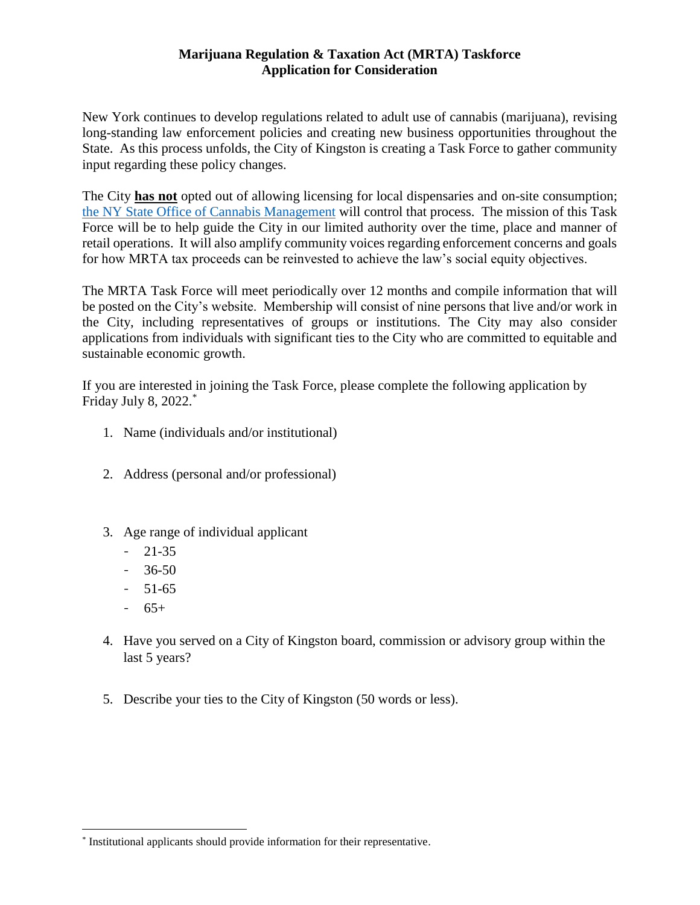# Marijuana Regulation & Taxation Act (MRTA) Taskforce
## Application for Consideration

New York continues to develop regulations related to adult use of cannabis (marijuana), revising long-standing law enforcement policies and creating new business opportunities throughout the State. As this process unfolds, the City of Kingston is creating a Task Force to gather community input regarding these policy changes.

The City **has not** opted out of allowing licensing for local dispensaries and on-site consumption; the NY State Office of Cannabis Management will control that process. The mission of this Task Force will be to help guide the City in our limited authority over the time, place and manner of retail operations. It will also amplify community voices regarding enforcement concerns and goals for how MRTA tax proceeds can be reinvested to achieve the law's social equity objectives.

The MRTA Task Force will meet periodically over 12 months and compile information that will be posted on the City's website. Membership will consist of nine persons that live and/or work in the City, including representatives of groups or institutions. The City may also consider applications from individuals with significant ties to the City who are committed to equitable and sustainable economic growth.

If you are interested in joining the Task Force, please complete the following application by Friday July 8, 2022.*

1. Name (individuals and/or institutional)

2. Address (personal and/or professional)

3. Age range of individual applicant
   - 21-35
   - 36-50
   - 51-65
   - 65+

4. Have you served on a City of Kingston board, commission or advisory group within the last 5 years?

5. Describe your ties to the City of Kingston (50 words or less).

---

* Institutional applicants should provide information for their representative.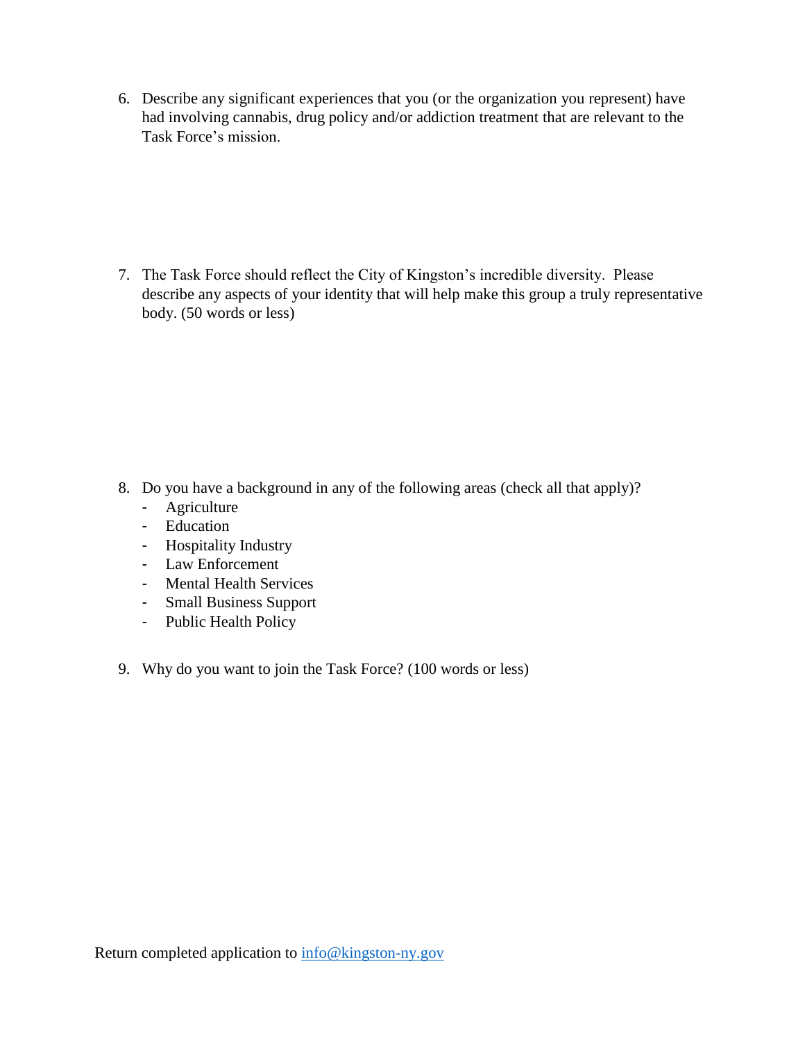6. Describe any significant experiences that you (or the organization you represent) have had involving cannabis, drug policy and/or addiction treatment that are relevant to the Task Force's mission.

7. The Task Force should reflect the City of Kingston's incredible diversity. Please describe any aspects of your identity that will help make this group a truly representative body. (50 words or less)

8. Do you have a background in any of the following areas (check all that apply)?
   - Agriculture
   - Education
   - Hospitality Industry
   - Law Enforcement
   - Mental Health Services
   - Small Business Support
   - Public Health Policy

9. Why do you want to join the Task Force? (100 words or less)

Return completed application to [info@kingston-ny.gov](mailto:info@kingston-ny.gov)